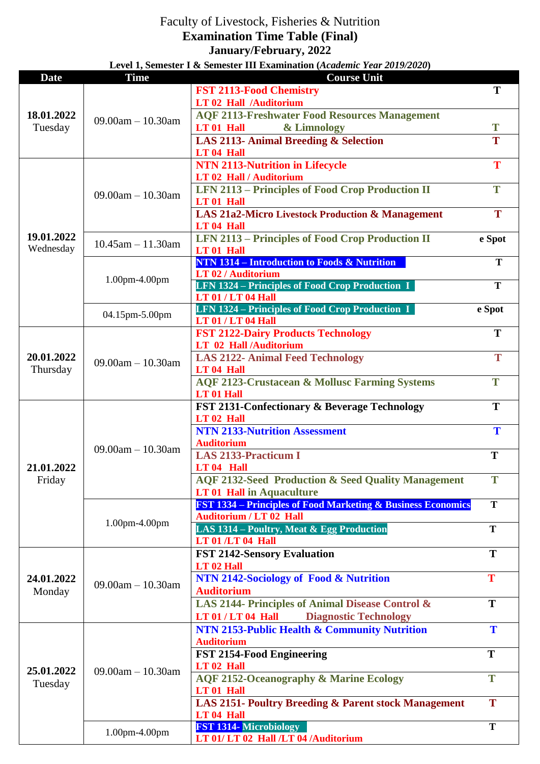# Faculty of Livestock, Fisheries & Nutrition

## Examination Time Table (Final)

### January/February, 2022

**Level 1, Semester I & Semester III Examination (*Academic Year 2019/2020*)**

| Date | Time | Course Unit | |
|---|---|---|---|
| **18.01.2022** Tuesday | 09.00am – 10.30am | **FST 2113-Food Chemistry** LT 02 Hall /Auditorium | T |
| | | **AQF 2113-Freshwater Food Resources Management & Limnology** LT 01 Hall | T |
| | | **LAS 2113- Animal Breeding & Selection** LT 04 Hall | T |
| **19.01.2022** Wednesday | 09.00am – 10.30am | **NTN 2113-Nutrition in Lifecycle** LT 02 Hall / Auditorium | T |
| | | **LFN 2113 – Principles of Food Crop Production II** LT 01 Hall | T |
| | | **LAS 21a2-Micro Livestock Production & Management** LT 04 Hall | T |
| | 10.45am – 11.30am | **LFN 2113 – Principles of Food Crop Production II** LT 01 Hall | e Spot |
| | 1.00pm-4.00pm | **NTN 1314 – Introduction to Foods & Nutrition** LT 02 / Auditorium | T |
| | | **LFN 1324 – Principles of Food Crop Production I** LT 01 / LT 04 Hall | T |
| | 04.15pm-5.00pm | **LFN 1324 – Principles of Food Crop Production I** LT 01 / LT 04 Hall | e Spot |
| **20.01.2022** Thursday | 09.00am – 10.30am | **FST 2122-Dairy Products Technology** LT 02 Hall /Auditorium | T |
| | | **LAS 2122- Animal Feed Technology** LT 04 Hall | T |
| | | **AQF 2123-Crustacean & Mollusc Farming Systems** LT 01 Hall | T |
| **21.01.2022** Friday | 09.00am – 10.30am | **FST 2131-Confectionary & Beverage Technology** LT 02 Hall | T |
| | | **NTN 2133-Nutrition Assessment** Auditorium | T |
| | | **LAS 2133-Practicum I** LT 04 Hall | T |
| | | **AQF 2132-Seed Production & Seed Quality Management in Aquaculture** LT 01 Hall | T |
| | 1.00pm-4.00pm | **FST 1334 – Principles of Food Marketing & Business Economics** Auditorium / LT 02 Hall | T |
| | | **LAS 1314 – Poultry, Meat & Egg Production** LT 01 /LT 04 Hall | T |
| **24.01.2022** Monday | 09.00am – 10.30am | **FST 2142-Sensory Evaluation** LT 02 Hall | T |
| | | **NTN 2142-Sociology of Food & Nutrition** Auditorium | T |
| | | **LAS 2144- Principles of Animal Disease Control & Diagnostic Technology** LT 01 / LT 04 Hall | T |
| **25.01.2022** Tuesday | 09.00am – 10.30am | **NTN 2153-Public Health & Community Nutrition** Auditorium | T |
| | | **FST 2154-Food Engineering** LT 02 Hall | T |
| | | **AQF 2152-Oceanography & Marine Ecology** LT 01 Hall | T |
| | | **LAS 2151- Poultry Breeding & Parent stock Management** LT 04 Hall | T |
| | 1.00pm-4.00pm | **FST 1314- Microbiology** LT 01/ LT 02 Hall /LT 04 /Auditorium | T |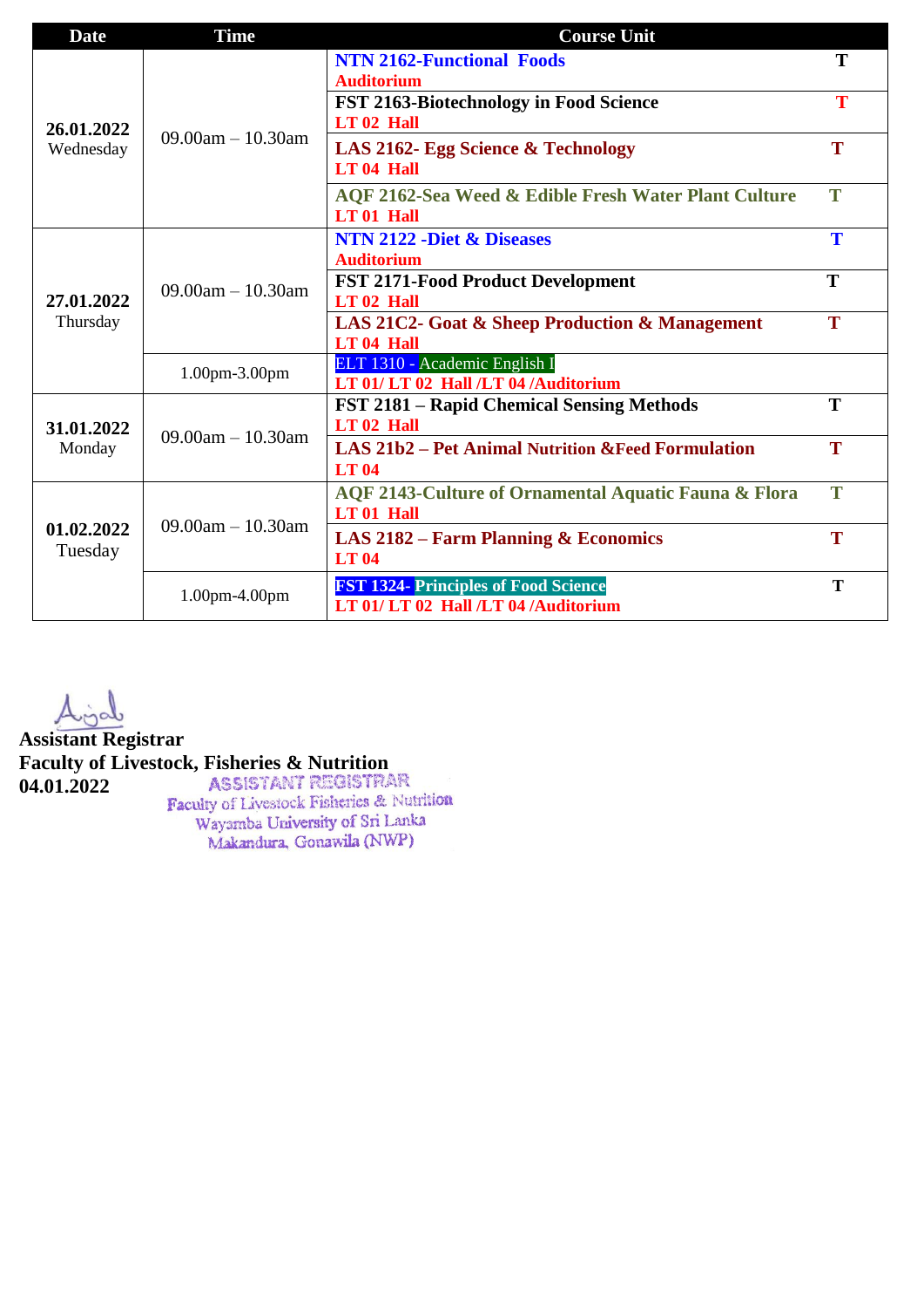| Date | Time | Course Unit | |
|---|---|---|---|
| **26.01.2022** Wednesday | 09.00am – 10.30am | **NTN 2162-Functional Foods** **Auditorium** | **T** |
| | | **FST 2163-Biotechnology in Food Science** **LT 02 Hall** | **T** |
| | | **LAS 2162- Egg Science & Technology** **LT 04 Hall** | **T** |
| | | **AQF 2162-Sea Weed & Edible Fresh Water Plant Culture** **LT 01 Hall** | **T** |
| **27.01.2022** Thursday | 09.00am – 10.30am | **NTN 2122 -Diet & Diseases** **Auditorium** | **T** |
| | | **FST 2171-Food Product Development** **LT 02 Hall** | **T** |
| | | **LAS 21C2- Goat & Sheep Production & Management** **LT 04 Hall** | **T** |
| | 1.00pm-3.00pm | ELT 1310 - Academic English I **LT 01/ LT 02 Hall /LT 04 /Auditorium** | |
| **31.01.2022** Monday | 09.00am – 10.30am | **FST 2181 – Rapid Chemical Sensing Methods** **LT 02 Hall** | **T** |
| | | **LAS 21b2 – Pet Animal Nutrition &Feed Formulation** **LT 04** | **T** |
| **01.02.2022** Tuesday | 09.00am – 10.30am | **AQF 2143-Culture of Ornamental Aquatic Fauna & Flora** **LT 01 Hall** | **T** |
| | | **LAS 2182 – Farm Planning & Economics** **LT 04** | **T** |
| | 1.00pm-4.00pm | **FST 1324- Principles of Food Science** **LT 01/ LT 02 Hall /LT 04 /Auditorium** | **T** |

**Assistant Registrar**
**Faculty of Livestock, Fisheries & Nutrition**
**04.01.2022**

ASSISTANT REGISTRAR
Faculty of Livestock Fisheries & Nutrition
Wayamba University of Sri Lanka
Makandura, Gonawila (NWP)